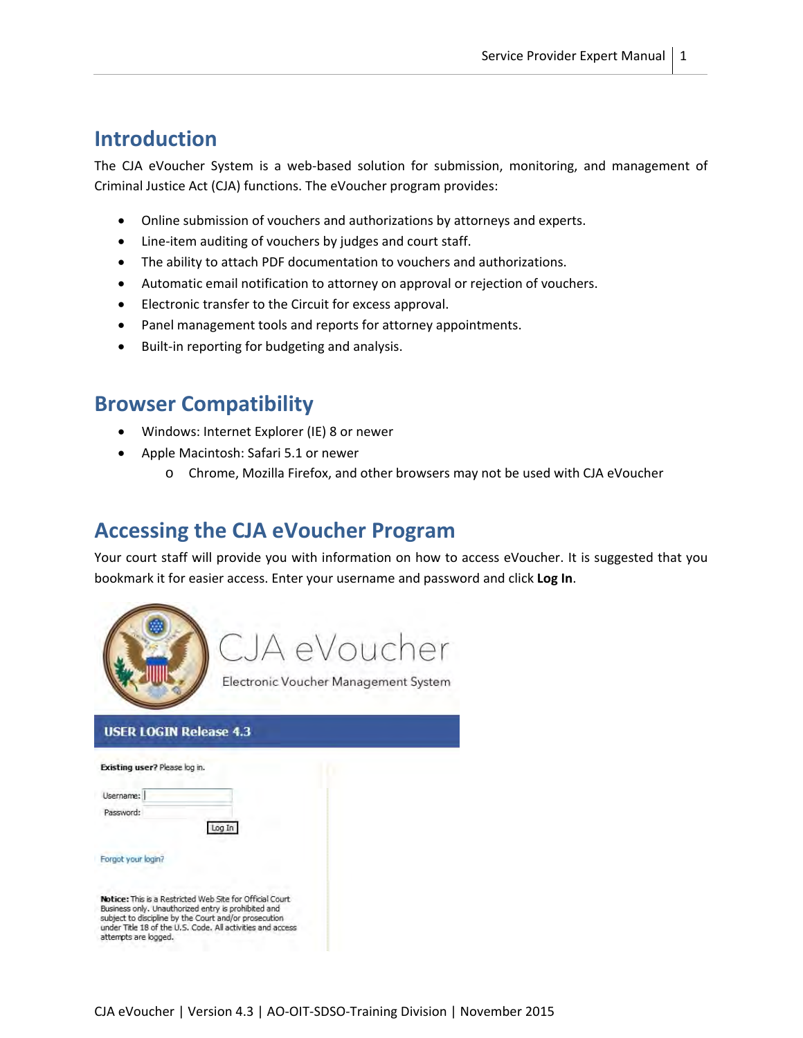## Introduction

The CJA eVoucher System is a web-based solution for submission, monitoring, and management of Criminal Justice Act (CJA) functions. The eVoucher program provides:

- Online submission of vouchers and authorizations by attorneys and experts.
- Line-item auditing of vouchers by judges and court staff.
- The ability to attach PDF documentation to vouchers and authorizations.
- Automatic email notification to attorney on approval or rejection of vouchers.
- Electronic transfer to the Circuit for excess approval.
- Panel management tools and reports for attorney appointments.
- Built-in reporting for budgeting and analysis.

## Browser Compatibility

- Windows: Internet Explorer (IE) 8 or newer
- Apple Macintosh: Safari 5.1 or newer
  - Chrome, Mozilla Firefox, and other browsers may not be used with CJA eVoucher

## Accessing the CJA eVoucher Program

Your court staff will provide you with information on how to access eVoucher. It is suggested that you bookmark it for easier access. Enter your username and password and click **Log In**.

CJA eVoucher

Electronic Voucher Management System

**USER LOGIN Release 4.3**

**Existing user?** Please log in.

Username:

Password:

Log In

Forgot your login?

**Notice:** This is a Restricted Web Site for Official Court Business only. Unauthorized entry is prohibited and subject to discipline by the Court and/or prosecution under Title 18 of the U.S. Code. All activities and access attempts are logged.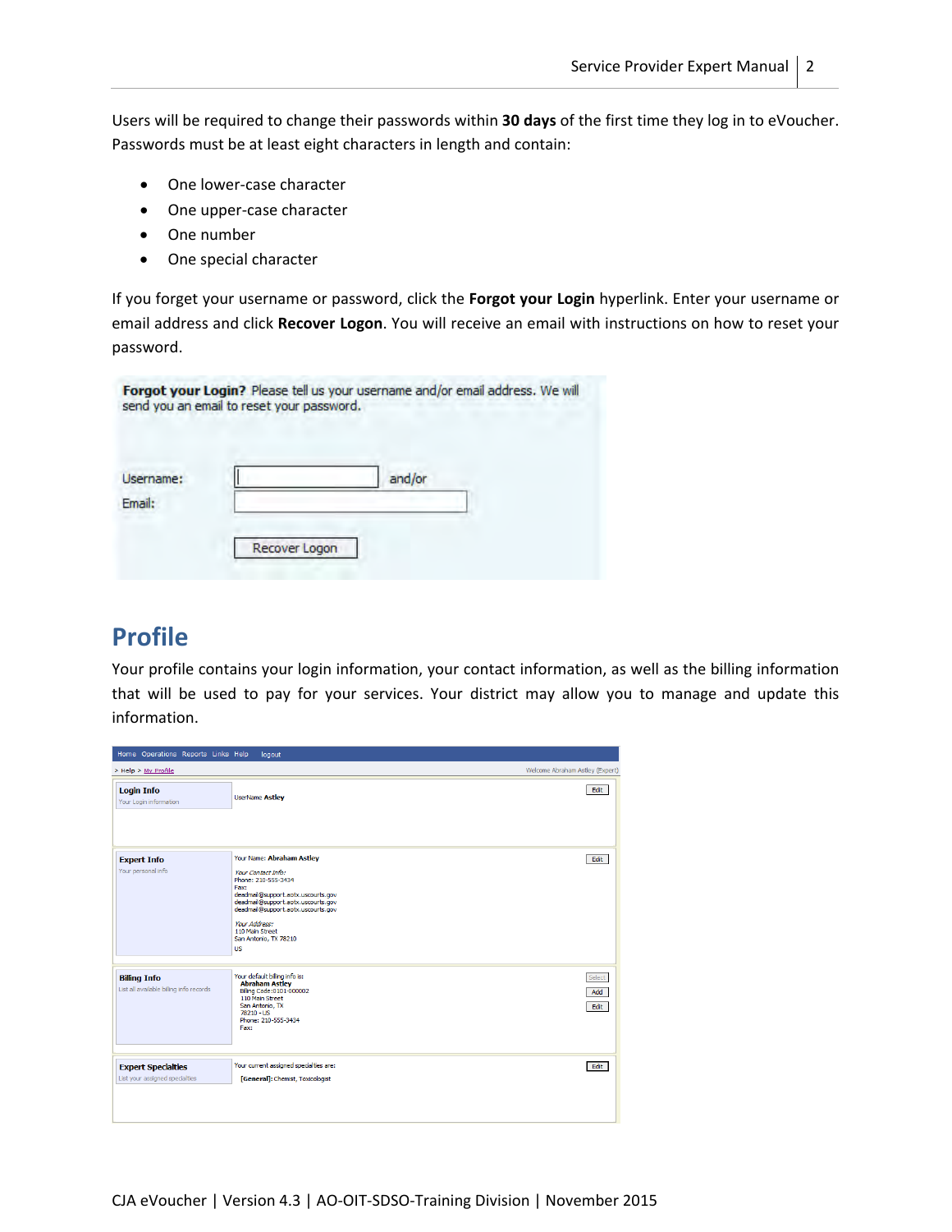Users will be required to change their passwords within **30 days** of the first time they log in to eVoucher. Passwords must be at least eight characters in length and contain:

- One lower-case character
- One upper-case character
- One number
- One special character

If you forget your username or password, click the **Forgot your Login** hyperlink. Enter your username or email address and click **Recover Logon**. You will receive an email with instructions on how to reset your password.

**Forgot your Login?** Please tell us your username and/or email address. We will send you an email to reset your password.

Username: and/or
Email:

Recover Logon

# Profile

Your profile contains your login information, your contact information, as well as the billing information that will be used to pay for your services. Your district may allow you to manage and update this information.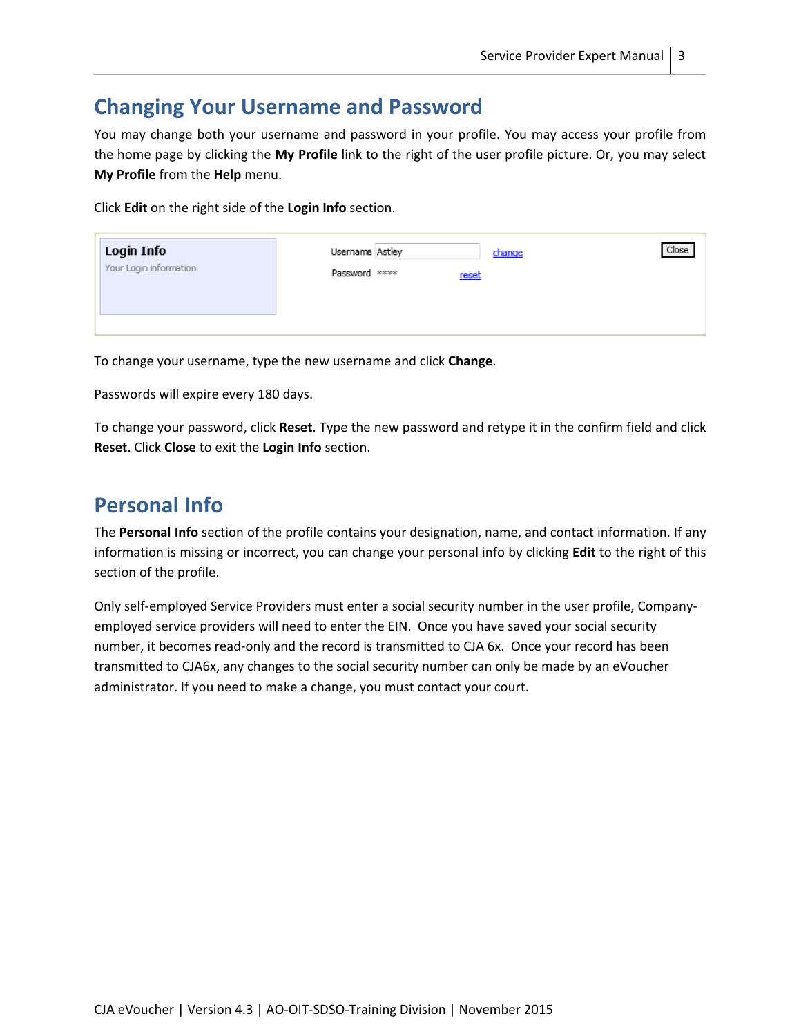# Changing Your Username and Password

You may change both your username and password in your profile. You may access your profile from the home page by clicking the **My Profile** link to the right of the user profile picture. Or, you may select **My Profile** from the **Help** menu.

Click **Edit** on the right side of the **Login Info** section.

To change your username, type the new username and click **Change**.

Passwords will expire every 180 days.

To change your password, click **Reset**. Type the new password and retype it in the confirm field and click **Reset**. Click **Close** to exit the **Login Info** section.

# Personal Info

The **Personal Info** section of the profile contains your designation, name, and contact information. If any information is missing or incorrect, you can change your personal info by clicking **Edit** to the right of this section of the profile.

Only self-employed Service Providers must enter a social security number in the user profile, Company-employed service providers will need to enter the EIN. Once you have saved your social security number, it becomes read-only and the record is transmitted to CJA 6x. Once your record has been transmitted to CJA6x, any changes to the social security number can only be made by an eVoucher administrator. If you need to make a change, you must contact your court.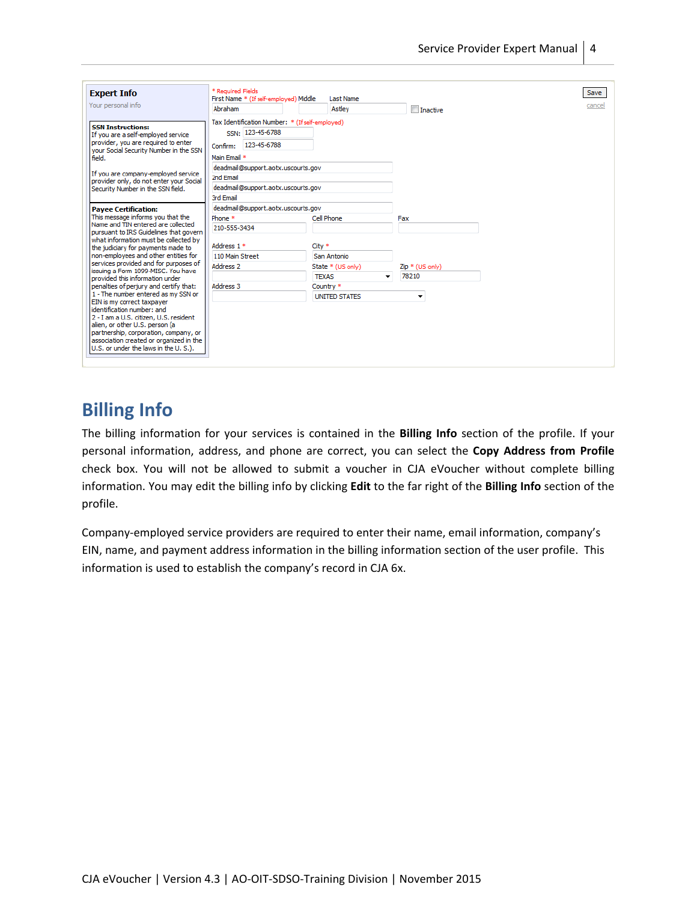**Expert Info**
Your personal info

**SSN Instructions:**
If you are a self-employed service provider, you are required to enter your Social Security Number in the SSN field.

If you are company-employed service provider only, do not enter your Social Security Number in the SSN field.

**Payee Certification:**
This message informs you that the Name and TIN entered are collected pursuant to IRS Guidelines that govern what information must be collected by the judiciary for payments made to non-employees and other entities for services provided and for purposes of issuing a Form 1099-MISC. You have provided this information under penalties of perjury and certify that:
1 - The number entered as my SSN or EIN is my correct taxpayer identification number: and
2 - I am a U.S. citizen, U.S. resident alien, or other U.S. person (a partnership, corporation, company, or association created or organized in the U.S. or under the laws in the U. S.).

* Required Fields

First Name * (If self-employed): Abraham
Middle:
Last Name: Astley
Inactive

Tax Identification Number: * (If self-employed)
SSN: 123-45-6788
Confirm: 123-45-6788

Main Email *: deadmail@support.aotx.uscourts.gov
2nd Email: deadmail@support.aotx.uscourts.gov
3rd Email: deadmail@support.aotx.uscourts.gov

Phone *: 210-555-3434
Cell Phone:
Fax:

Address 1 *: 110 Main Street
City *: San Antonio
Address 2:
State * (US only): TEXAS
Zip * (US only): 78210
Address 3:
Country *: UNITED STATES

Save
cancel

## Billing Info

The billing information for your services is contained in the **Billing Info** section of the profile. If your personal information, address, and phone are correct, you can select the **Copy Address from Profile** check box. You will not be allowed to submit a voucher in CJA eVoucher without complete billing information. You may edit the billing info by clicking **Edit** to the far right of the **Billing Info** section of the profile.

Company-employed service providers are required to enter their name, email information, company's EIN, name, and payment address information in the billing information section of the user profile. This information is used to establish the company's record in CJA 6x.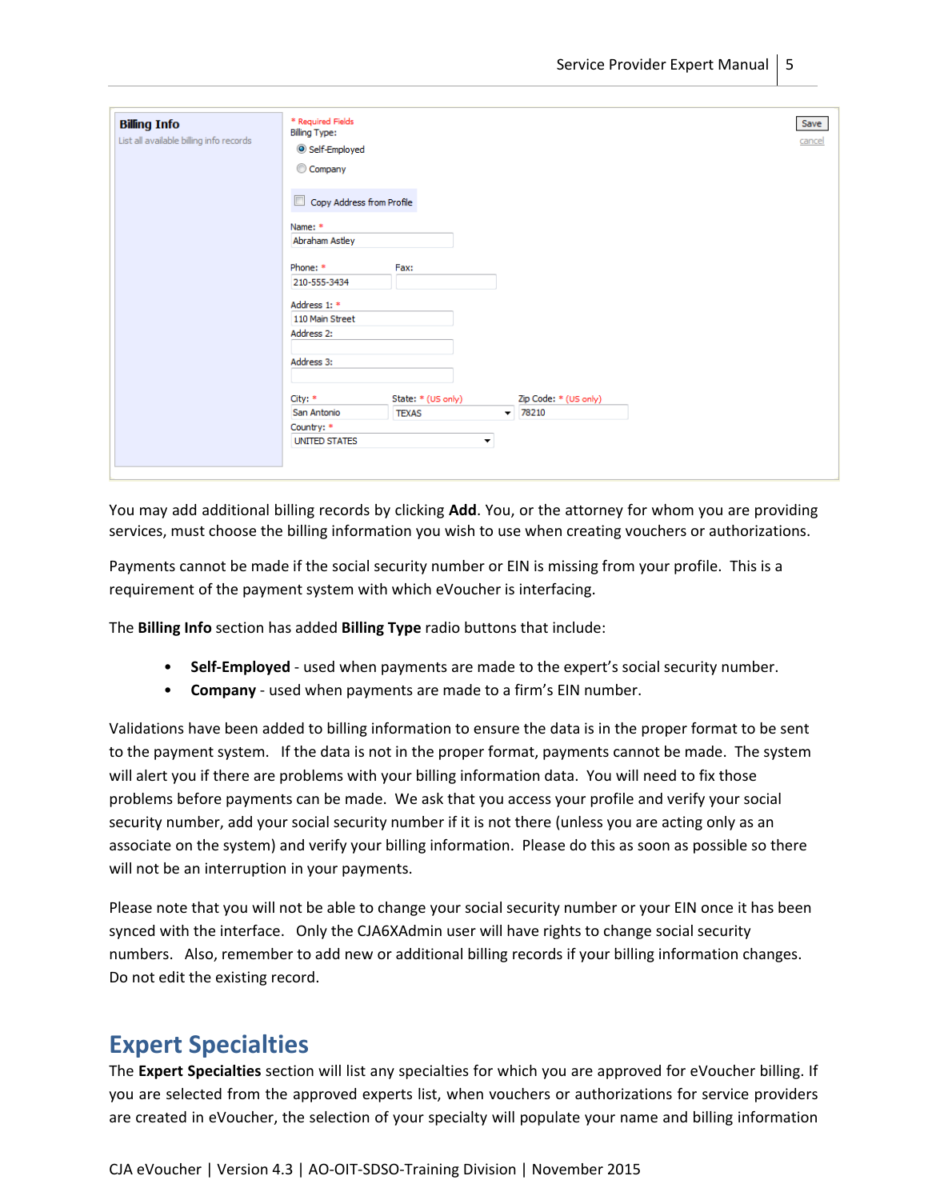**Billing Info**
List all available billing info records

\* Required Fields
Billing Type:
- Self-Employed
- Company

Copy Address from Profile

Name: \* Abraham Astley
Phone: \* 210-555-3434
Fax:
Address 1: \* 110 Main Street
Address 2:
Address 3:
City: \* San Antonio
State: \* (US only) TEXAS
Zip Code: \* (US only) 78210
Country: \* UNITED STATES

Save
cancel

You may add additional billing records by clicking **Add**. You, or the attorney for whom you are providing services, must choose the billing information you wish to use when creating vouchers or authorizations.

Payments cannot be made if the social security number or EIN is missing from your profile. This is a requirement of the payment system with which eVoucher is interfacing.

The **Billing Info** section has added **Billing Type** radio buttons that include:

- **Self-Employed** - used when payments are made to the expert's social security number.
- **Company** - used when payments are made to a firm's EIN number.

Validations have been added to billing information to ensure the data is in the proper format to be sent to the payment system. If the data is not in the proper format, payments cannot be made. The system will alert you if there are problems with your billing information data. You will need to fix those problems before payments can be made. We ask that you access your profile and verify your social security number, add your social security number if it is not there (unless you are acting only as an associate on the system) and verify your billing information. Please do this as soon as possible so there will not be an interruption in your payments.

Please note that you will not be able to change your social security number or your EIN once it has been synced with the interface. Only the CJA6XAdmin user will have rights to change social security numbers. Also, remember to add new or additional billing records if your billing information changes. Do not edit the existing record.

## Expert Specialties

The **Expert Specialties** section will list any specialties for which you are approved for eVoucher billing. If you are selected from the approved experts list, when vouchers or authorizations for service providers are created in eVoucher, the selection of your specialty will populate your name and billing information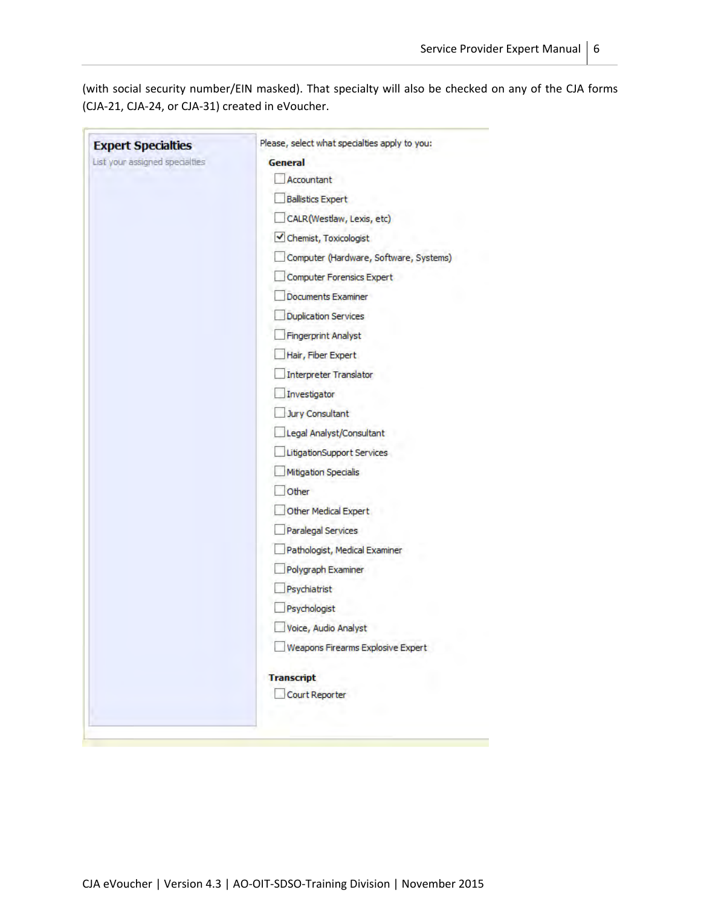(with social security number/EIN masked). That specialty will also be checked on any of the CJA forms (CJA-21, CJA-24, or CJA-31) created in eVoucher.

**Expert Specialties**

List your assigned specialties

Please, select what specialties apply to you:

**General**

- [ ] Accountant
- [ ] Ballistics Expert
- [ ] CALR(Westlaw, Lexis, etc)
- [x] Chemist, Toxicologist
- [ ] Computer (Hardware, Software, Systems)
- [ ] Computer Forensics Expert
- [ ] Documents Examiner
- [ ] Duplication Services
- [ ] Fingerprint Analyst
- [ ] Hair, Fiber Expert
- [ ] Interpreter Translator
- [ ] Investigator
- [ ] Jury Consultant
- [ ] Legal Analyst/Consultant
- [ ] LitigationSupport Services
- [ ] Mitigation Specialis
- [ ] Other
- [ ] Other Medical Expert
- [ ] Paralegal Services
- [ ] Pathologist, Medical Examiner
- [ ] Polygraph Examiner
- [ ] Psychiatrist
- [ ] Psychologist
- [ ] Voice, Audio Analyst
- [ ] Weapons Firearms Explosive Expert

**Transcript**

- [ ] Court Reporter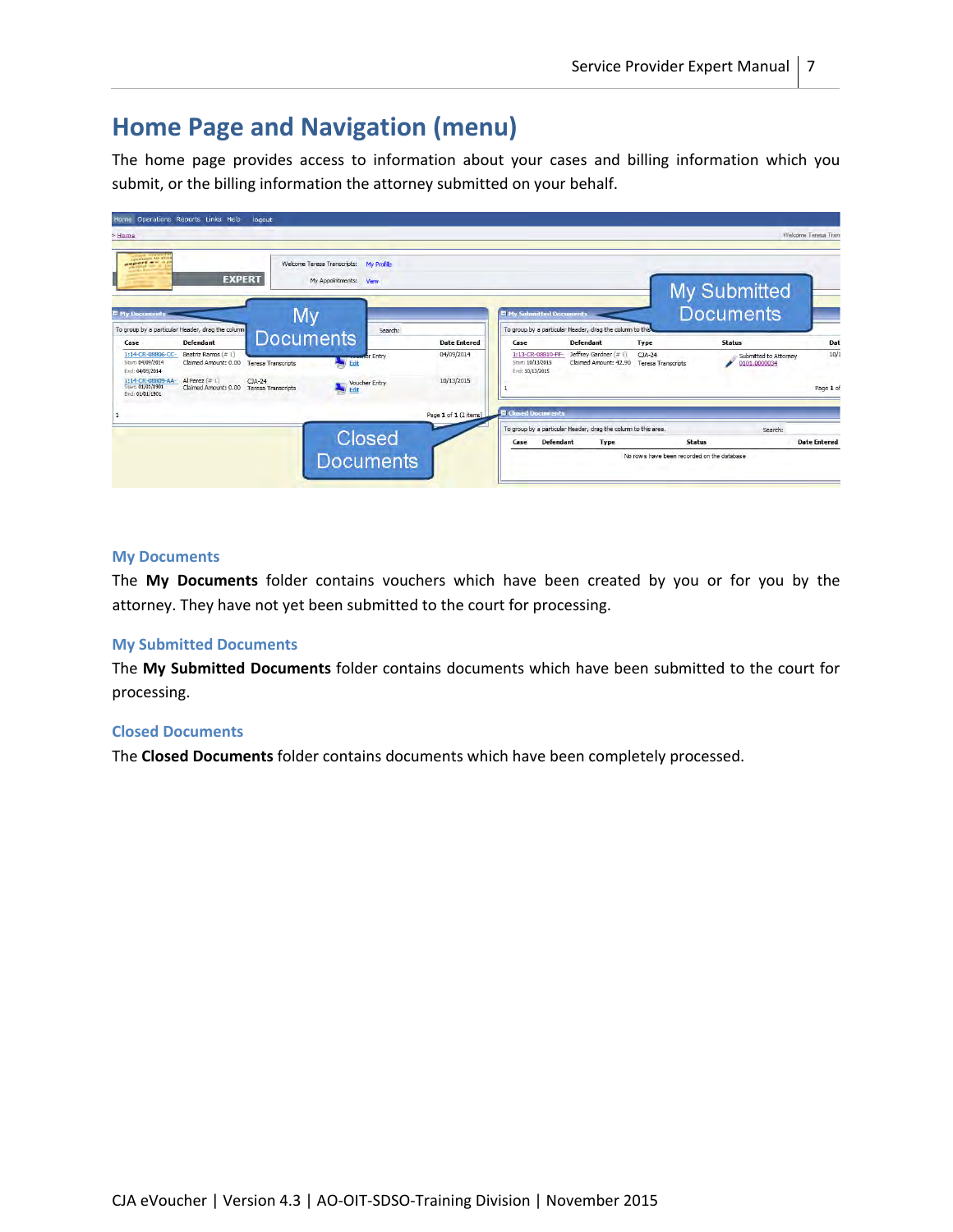# Home Page and Navigation (menu)

The home page provides access to information about your cases and billing information which you submit, or the billing information the attorney submitted on your behalf.

### My Documents

The **My Documents** folder contains vouchers which have been created by you or for you by the attorney. They have not yet been submitted to the court for processing.

### My Submitted Documents

The **My Submitted Documents** folder contains documents which have been submitted to the court for processing.

### Closed Documents

The **Closed Documents** folder contains documents which have been completely processed.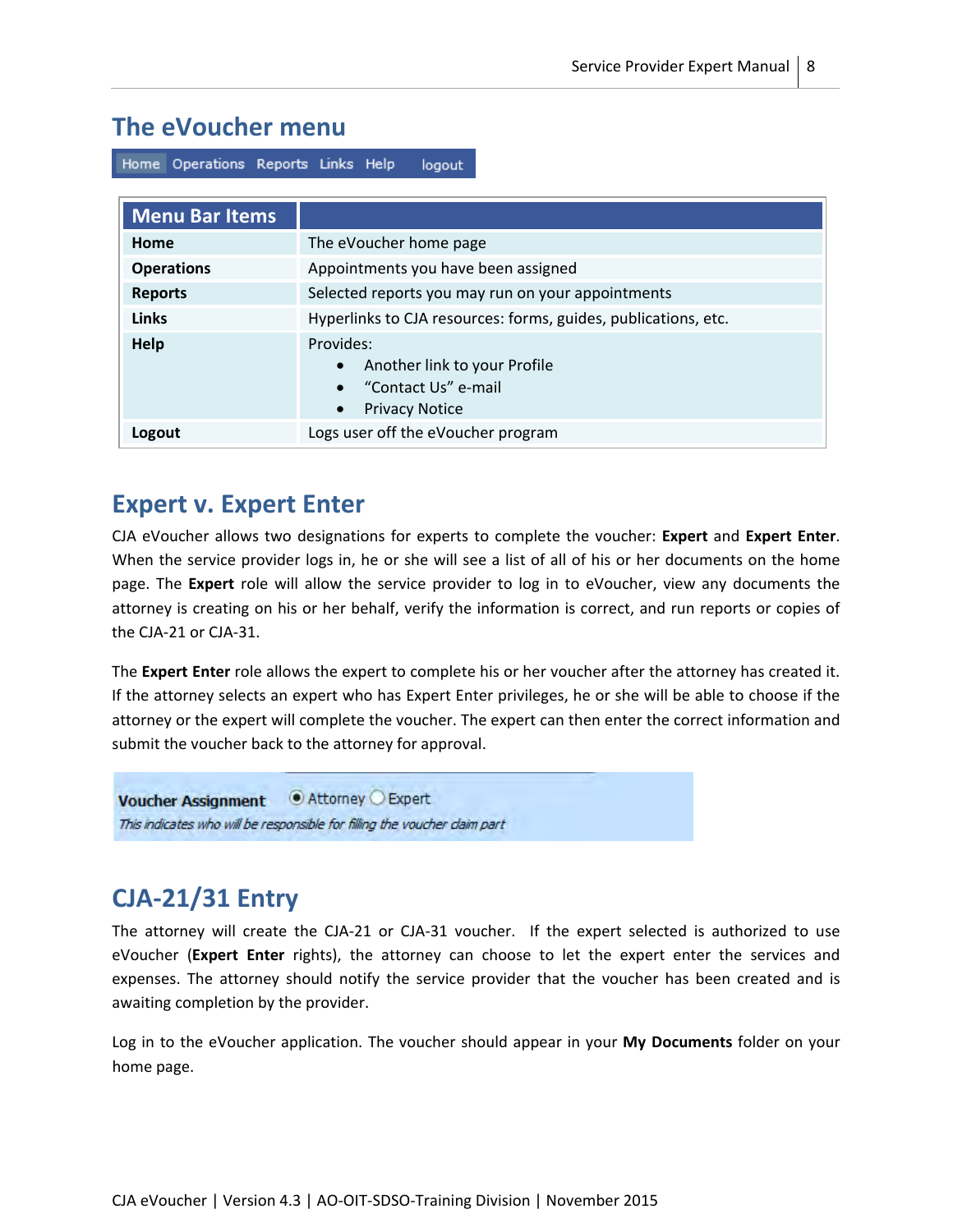## The eVoucher menu

Home Operations Reports Links Help logout

| Menu Bar Items | |
|---|---|
| **Home** | The eVoucher home page |
| **Operations** | Appointments you have been assigned |
| **Reports** | Selected reports you may run on your appointments |
| **Links** | Hyperlinks to CJA resources: forms, guides, publications, etc. |
| **Help** | Provides:<br>• Another link to your Profile<br>• "Contact Us" e-mail<br>• Privacy Notice |
| **Logout** | Logs user off the eVoucher program |

## Expert v. Expert Enter

CJA eVoucher allows two designations for experts to complete the voucher: **Expert** and **Expert Enter**. When the service provider logs in, he or she will see a list of all of his or her documents on the home page. The **Expert** role will allow the service provider to log in to eVoucher, view any documents the attorney is creating on his or her behalf, verify the information is correct, and run reports or copies of the CJA-21 or CJA-31.

The **Expert Enter** role allows the expert to complete his or her voucher after the attorney has created it. If the attorney selects an expert who has Expert Enter privileges, he or she will be able to choose if the attorney or the expert will complete the voucher. The expert can then enter the correct information and submit the voucher back to the attorney for approval.

**Voucher Assignment** ◉ Attorney ○ Expert

*This indicates who will be responsible for filling the voucher claim part*

## CJA-21/31 Entry

The attorney will create the CJA-21 or CJA-31 voucher. If the expert selected is authorized to use eVoucher (**Expert Enter** rights), the attorney can choose to let the expert enter the services and expenses. The attorney should notify the service provider that the voucher has been created and is awaiting completion by the provider.

Log in to the eVoucher application. The voucher should appear in your **My Documents** folder on your home page.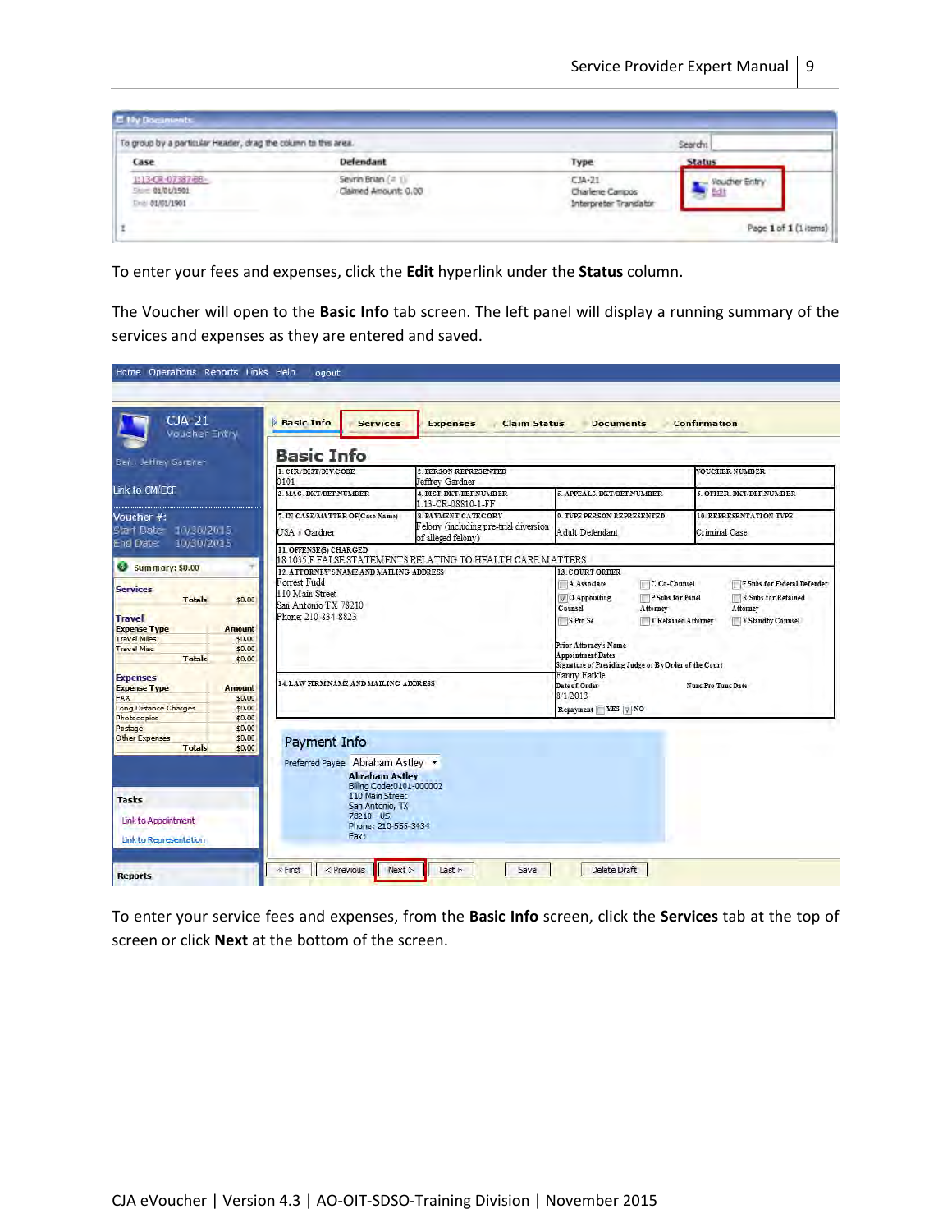To enter your fees and expenses, click the **Edit** hyperlink under the **Status** column.

The Voucher will open to the **Basic Info** tab screen. The left panel will display a running summary of the services and expenses as they are entered and saved.

To enter your service fees and expenses, from the **Basic Info** screen, click the **Services** tab at the top of screen or click **Next** at the bottom of the screen.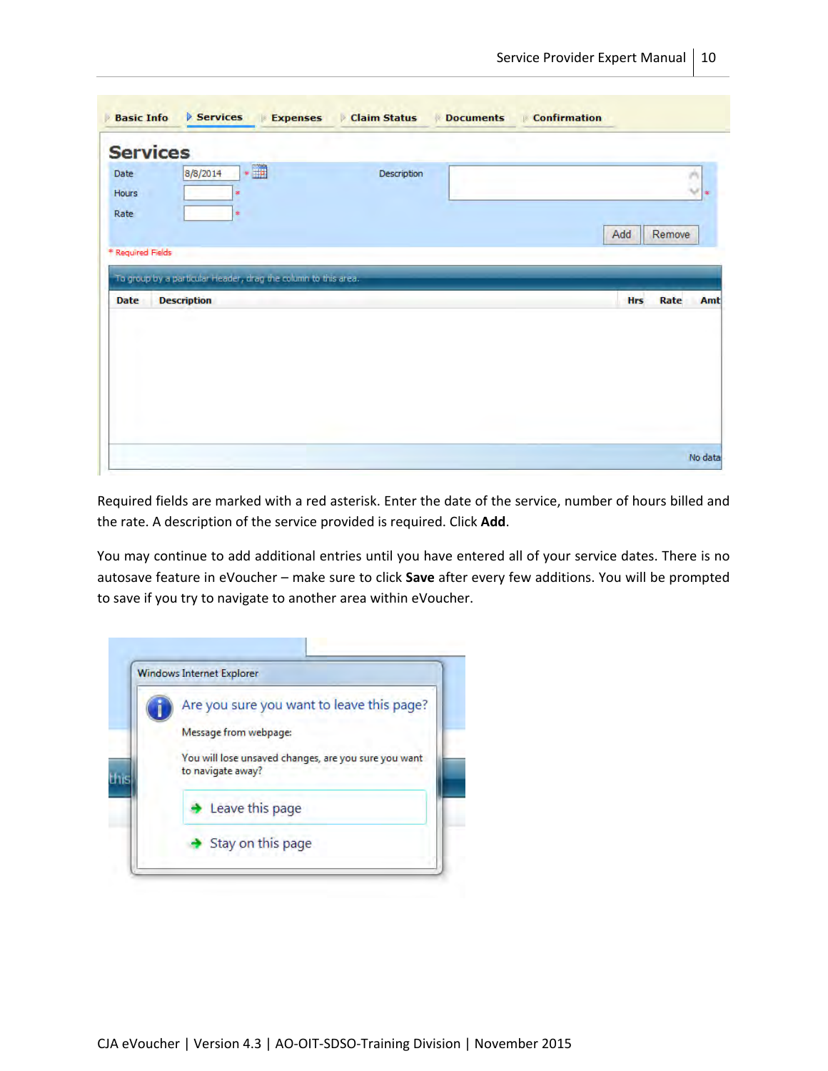Required fields are marked with a red asterisk. Enter the date of the service, number of hours billed and the rate. A description of the service provided is required. Click **Add**.

You may continue to add additional entries until you have entered all of your service dates. There is no autosave feature in eVoucher – make sure to click **Save** after every few additions. You will be prompted to save if you try to navigate to another area within eVoucher.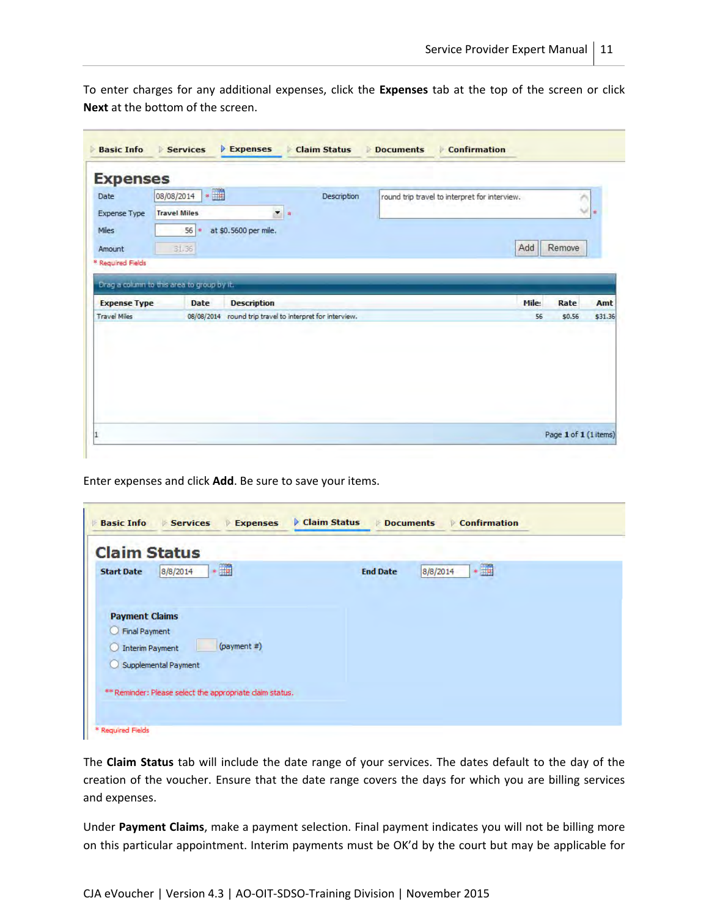To enter charges for any additional expenses, click the **Expenses** tab at the top of the screen or click **Next** at the bottom of the screen.

Enter expenses and click **Add**. Be sure to save your items.

The **Claim Status** tab will include the date range of your services. The dates default to the day of the creation of the voucher. Ensure that the date range covers the days for which you are billing services and expenses.

Under **Payment Claims**, make a payment selection. Final payment indicates you will not be billing more on this particular appointment. Interim payments must be OK'd by the court but may be applicable for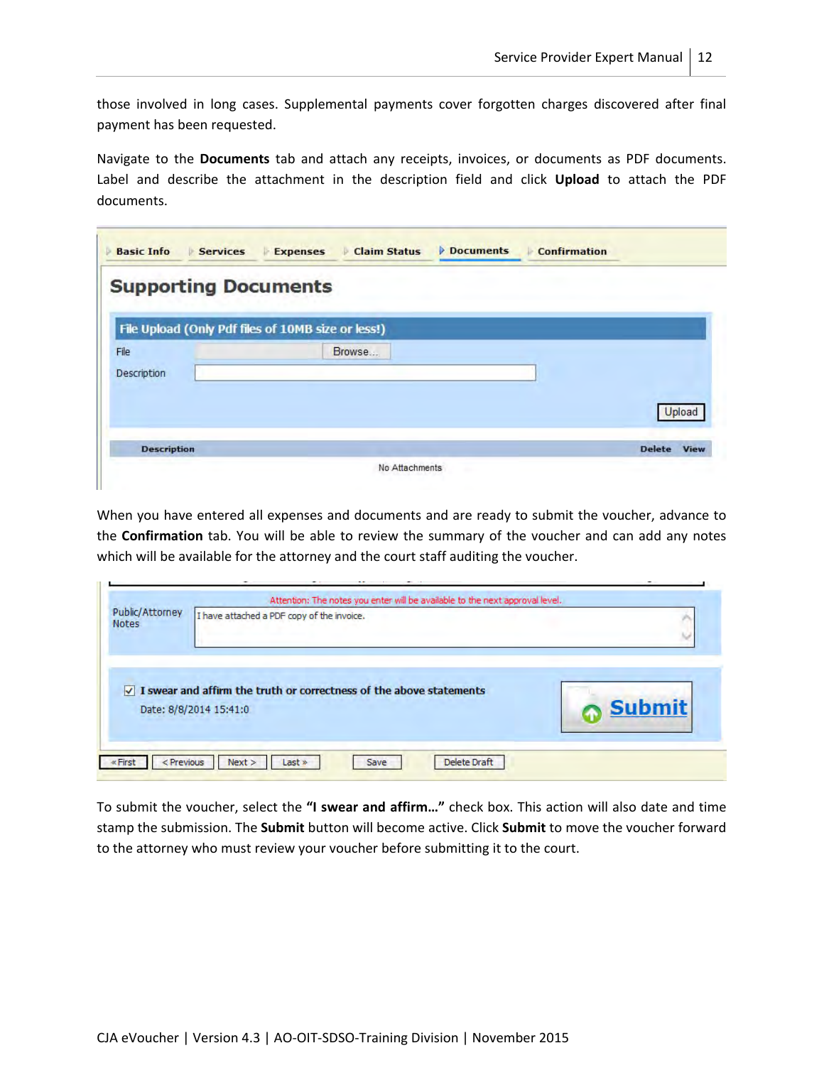those involved in long cases. Supplemental payments cover forgotten charges discovered after final payment has been requested.

Navigate to the **Documents** tab and attach any receipts, invoices, or documents as PDF documents. Label and describe the attachment in the description field and click **Upload** to attach the PDF documents.

Basic Info | Services | Expenses | Claim Status | Documents | Confirmation

## Supporting Documents

**File Upload (Only Pdf files of 10MB size or less!)**

File [Browse...]

Description

[Upload]

| Description | Delete | View |
|---|---|---|
| No Attachments | | |

When you have entered all expenses and documents and are ready to submit the voucher, advance to the **Confirmation** tab. You will be able to review the summary of the voucher and can add any notes which will be available for the attorney and the court staff auditing the voucher.

Attention: The notes you enter will be available to the next approval level.

Public/Attorney Notes: I have attached a PDF copy of the invoice.

☑ **I swear and affirm the truth or correctness of the above statements**

Date: 8/8/2014 15:41:0

**Submit**

« First | < Previous | Next > | Last » | Save | Delete Draft

To submit the voucher, select the **"I swear and affirm…"** check box. This action will also date and time stamp the submission. The **Submit** button will become active. Click **Submit** to move the voucher forward to the attorney who must review your voucher before submitting it to the court.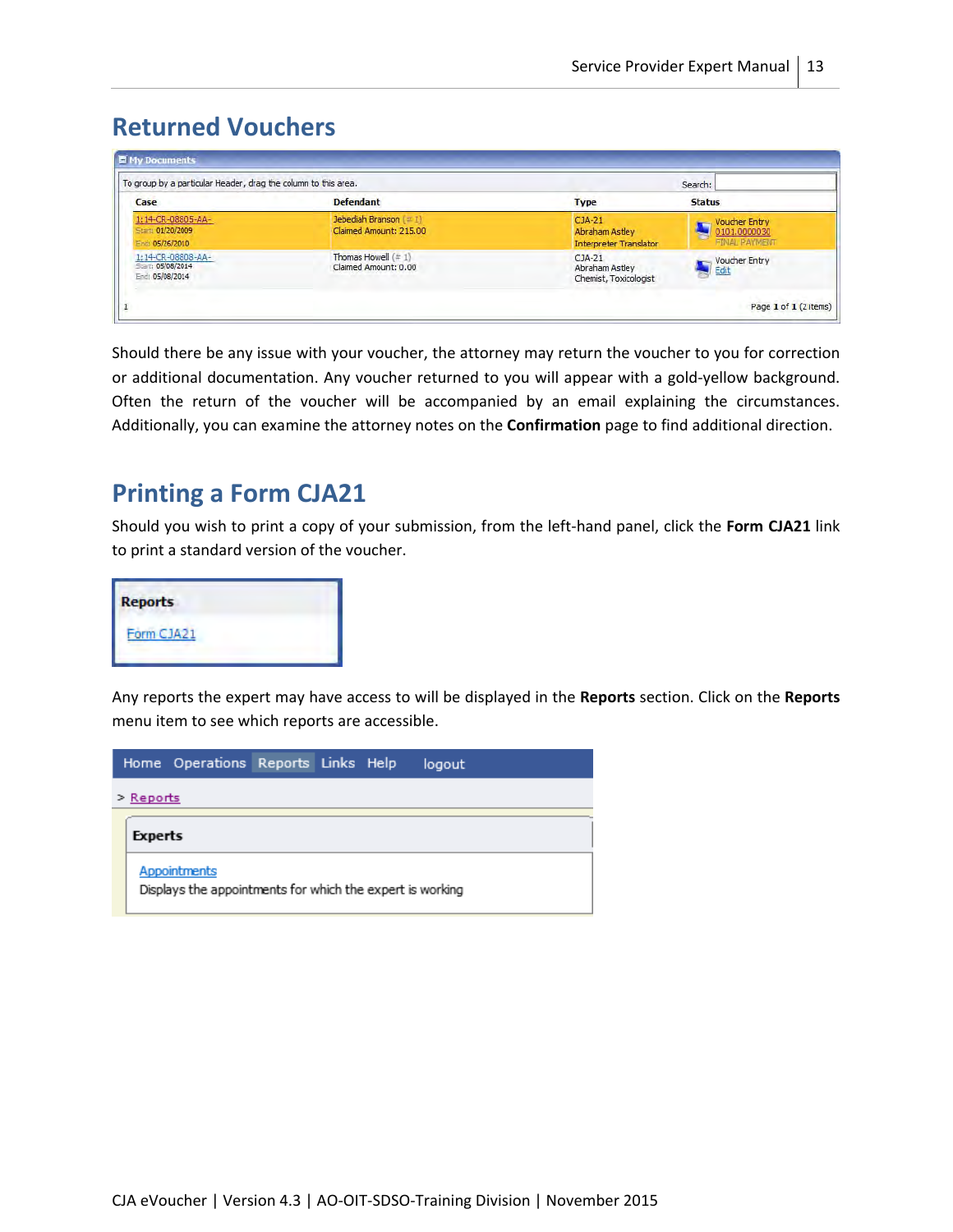## Returned Vouchers

| Case | Defendant | Type | Status |
|---|---|---|---|
| 1:14-CR-08805-AA- Start: 01/20/2009 End: 05/26/2010 | Jebediah Branson (# 1) Claimed Amount: 215.00 | CJA-21 Abraham Astley Interpreter Translator | Voucher Entry 0101.0000030 FINAL PAYMENT |
| 1:14-CR-08808-AA- Start: 05/08/2014 End: 05/08/2014 | Thomas Howell (# 1) Claimed Amount: 0.00 | CJA-21 Abraham Astley Chemist, Toxicologist | Voucher Entry Edit |

Should there be any issue with your voucher, the attorney may return the voucher to you for correction or additional documentation. Any voucher returned to you will appear with a gold-yellow background. Often the return of the voucher will be accompanied by an email explaining the circumstances. Additionally, you can examine the attorney notes on the **Confirmation** page to find additional direction.

## Printing a Form CJA21

Should you wish to print a copy of your submission, from the left-hand panel, click the **Form CJA21** link to print a standard version of the voucher.

Reports

Form CJA21

Any reports the expert may have access to will be displayed in the **Reports** section. Click on the **Reports** menu item to see which reports are accessible.

Home Operations Reports Links Help logout

> Reports

Experts

Appointments

Displays the appointments for which the expert is working